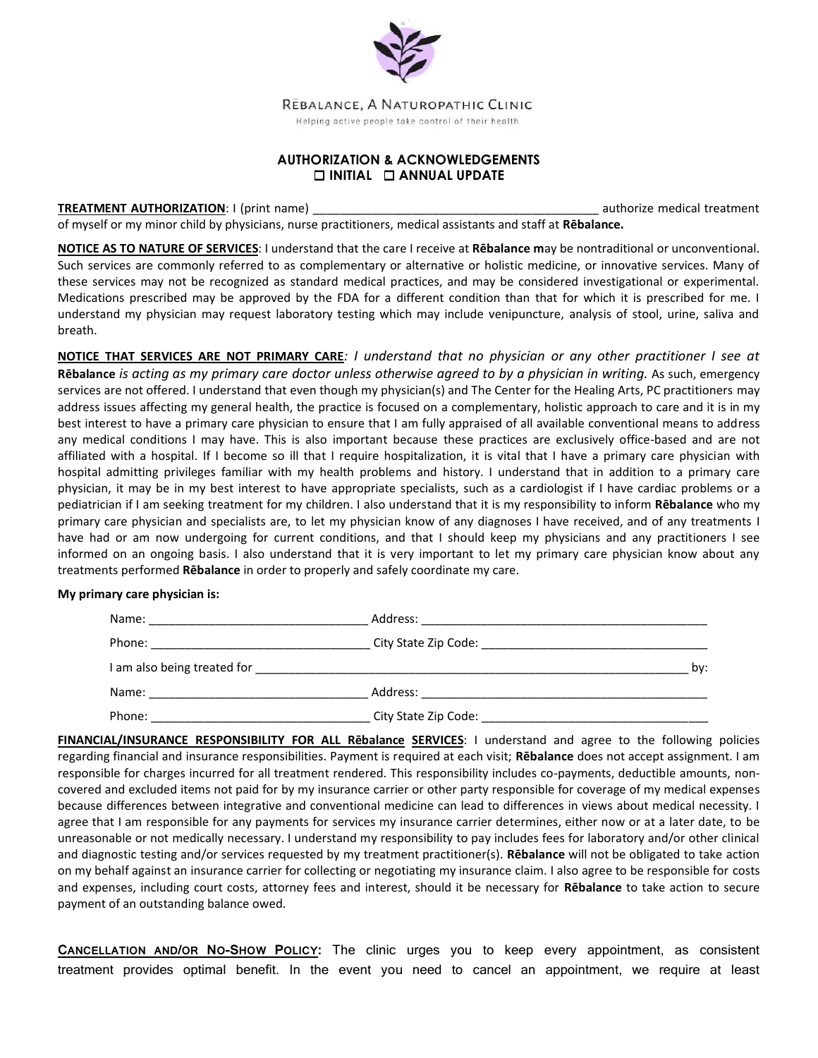RĒBALANCE, A NATUROPATHIC CLINIC

Helping active people take control of their health

## AUTHORIZATION & ACKNOWLEDGEMENTS

☐ INITIAL ☐ ANNUAL UPDATE

**TREATMENT AUTHORIZATION**: I (print name) ___________________________________________ authorize medical treatment of myself or my minor child by physicians, nurse practitioners, medical assistants and staff at **Rēbalance.**

**NOTICE AS TO NATURE OF SERVICES**: I understand that the care I receive at **Rēbalance m**ay be nontraditional or unconventional. Such services are commonly referred to as complementary or alternative or holistic medicine, or innovative services. Many of these services may not be recognized as standard medical practices, and may be considered investigational or experimental. Medications prescribed may be approved by the FDA for a different condition than that for which it is prescribed for me. I understand my physician may request laboratory testing which may include venipuncture, analysis of stool, urine, saliva and breath.

**NOTICE THAT SERVICES ARE NOT PRIMARY CARE***: I understand that no physician or any other practitioner I see at* **Rēbalance** *is acting as my primary care doctor unless otherwise agreed to by a physician in writing.* As such, emergency services are not offered. I understand that even though my physician(s) and The Center for the Healing Arts, PC practitioners may address issues affecting my general health, the practice is focused on a complementary, holistic approach to care and it is in my best interest to have a primary care physician to ensure that I am fully appraised of all available conventional means to address any medical conditions I may have. This is also important because these practices are exclusively office-based and are not affiliated with a hospital. If I become so ill that I require hospitalization, it is vital that I have a primary care physician with hospital admitting privileges familiar with my health problems and history. I understand that in addition to a primary care physician, it may be in my best interest to have appropriate specialists, such as a cardiologist if I have cardiac problems or a pediatrician if I am seeking treatment for my children. I also understand that it is my responsibility to inform **Rēbalance** who my primary care physician and specialists are, to let my physician know of any diagnoses I have received, and of any treatments I have had or am now undergoing for current conditions, and that I should keep my physicians and any practitioners I see informed on an ongoing basis. I also understand that it is very important to let my primary care physician know about any treatments performed **Rēbalance** in order to properly and safely coordinate my care.

**My primary care physician is:**

Name: _________________________________ Address: _____________________________________________

Phone: _________________________________ City State Zip Code: ___________________________________

I am also being treated for _____________________________________________________________________ by:

Name: _________________________________ Address: _____________________________________________

Phone: _________________________________ City State Zip Code: ___________________________________

**FINANCIAL/INSURANCE RESPONSIBILITY FOR ALL Rēbalance SERVICES**: I understand and agree to the following policies regarding financial and insurance responsibilities. Payment is required at each visit; **Rēbalance** does not accept assignment. I am responsible for charges incurred for all treatment rendered. This responsibility includes co-payments, deductible amounts, non-covered and excluded items not paid for by my insurance carrier or other party responsible for coverage of my medical expenses because differences between integrative and conventional medicine can lead to differences in views about medical necessity. I agree that I am responsible for any payments for services my insurance carrier determines, either now or at a later date, to be unreasonable or not medically necessary. I understand my responsibility to pay includes fees for laboratory and/or other clinical and diagnostic testing and/or services requested by my treatment practitioner(s). **Rēbalance** will not be obligated to take action on my behalf against an insurance carrier for collecting or negotiating my insurance claim. I also agree to be responsible for costs and expenses, including court costs, attorney fees and interest, should it be necessary for **Rēbalance** to take action to secure payment of an outstanding balance owed.

**CANCELLATION AND/OR NO-SHOW POLICY:** The clinic urges you to keep every appointment, as consistent treatment provides optimal benefit. In the event you need to cancel an appointment, we require at least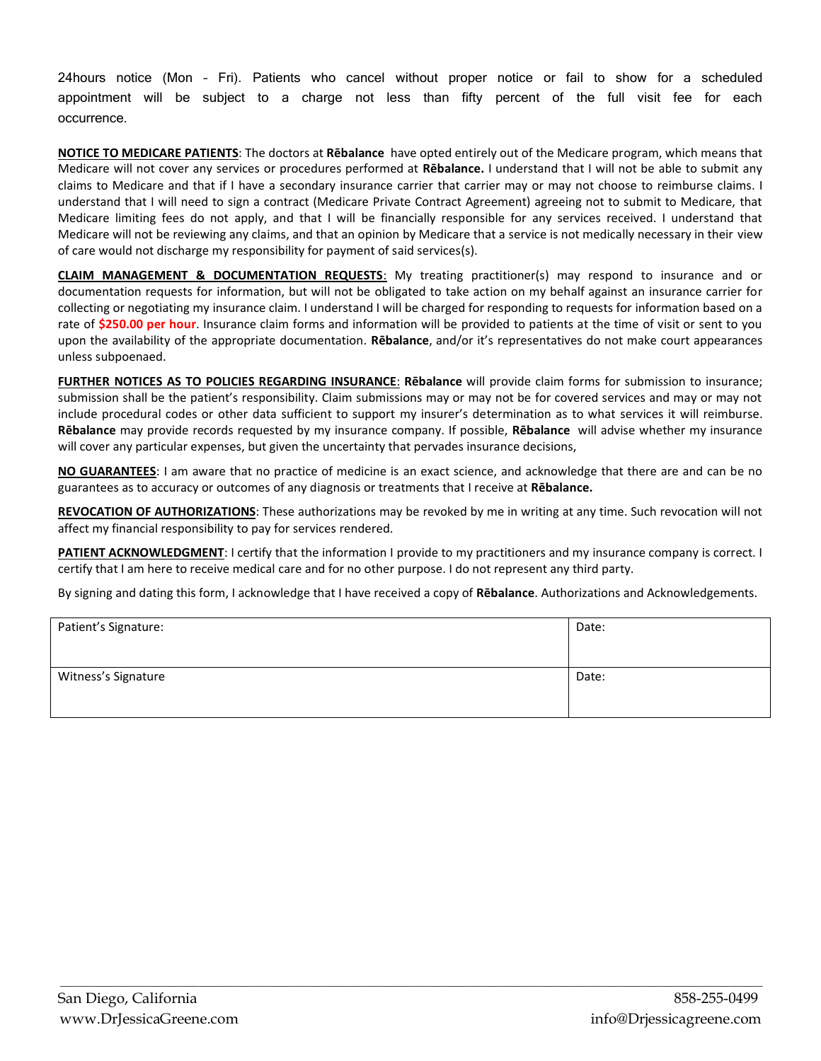24hours notice (Mon - Fri). Patients who cancel without proper notice or fail to show for a scheduled appointment will be subject to a charge not less than fifty percent of the full visit fee for each occurrence.

**NOTICE TO MEDICARE PATIENTS**: The doctors at **Rēbalance** have opted entirely out of the Medicare program, which means that Medicare will not cover any services or procedures performed at **Rēbalance.** I understand that I will not be able to submit any claims to Medicare and that if I have a secondary insurance carrier that carrier may or may not choose to reimburse claims. I understand that I will need to sign a contract (Medicare Private Contract Agreement) agreeing not to submit to Medicare, that Medicare limiting fees do not apply, and that I will be financially responsible for any services received. I understand that Medicare will not be reviewing any claims, and that an opinion by Medicare that a service is not medically necessary in their view of care would not discharge my responsibility for payment of said services(s).

**CLAIM MANAGEMENT & DOCUMENTATION REQUESTS**: My treating practitioner(s) may respond to insurance and or documentation requests for information, but will not be obligated to take action on my behalf against an insurance carrier for collecting or negotiating my insurance claim. I understand I will be charged for responding to requests for information based on a rate of **$250.00 per hour**. Insurance claim forms and information will be provided to patients at the time of visit or sent to you upon the availability of the appropriate documentation. **Rēbalance**, and/or it's representatives do not make court appearances unless subpoenaed.

**FURTHER NOTICES AS TO POLICIES REGARDING INSURANCE**: **Rēbalance** will provide claim forms for submission to insurance; submission shall be the patient's responsibility. Claim submissions may or may not be for covered services and may or may not include procedural codes or other data sufficient to support my insurer's determination as to what services it will reimburse. **Rēbalance** may provide records requested by my insurance company. If possible, **Rēbalance** will advise whether my insurance will cover any particular expenses, but given the uncertainty that pervades insurance decisions,

**NO GUARANTEES**: I am aware that no practice of medicine is an exact science, and acknowledge that there are and can be no guarantees as to accuracy or outcomes of any diagnosis or treatments that I receive at **Rēbalance.**

**REVOCATION OF AUTHORIZATIONS**: These authorizations may be revoked by me in writing at any time. Such revocation will not affect my financial responsibility to pay for services rendered.

**PATIENT ACKNOWLEDGMENT**: I certify that the information I provide to my practitioners and my insurance company is correct. I certify that I am here to receive medical care and for no other purpose. I do not represent any third party.

By signing and dating this form, I acknowledge that I have received a copy of **Rēbalance**. Authorizations and Acknowledgements.

| | |
|---|---|
| Patient's Signature: | Date: |
| Witness's Signature | Date: |

San Diego, California
www.DrJessicaGreene.com

858-255-0499
info@Drjessicagreene.com